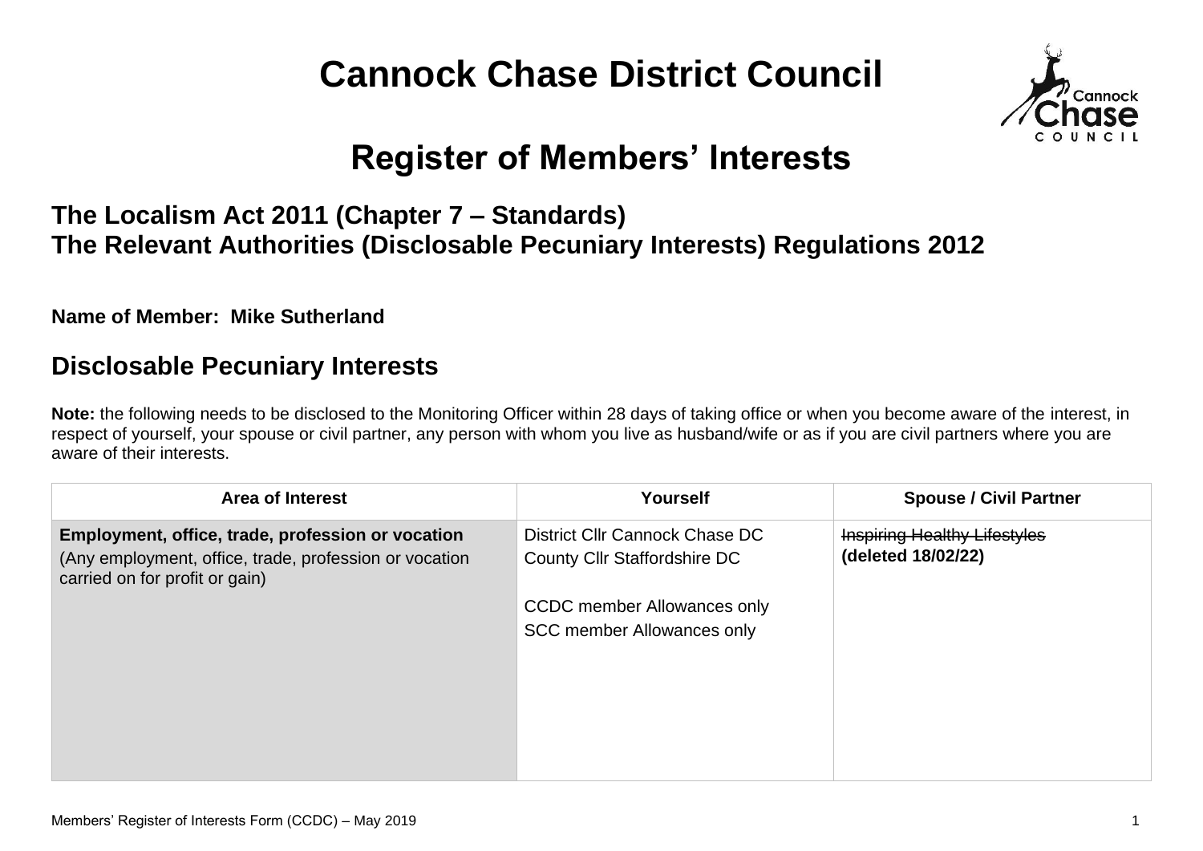# Cannock Chase District Council

# Register of Members' Interests

## The Localism Act 2011 (Chapter 7 – Standards)
## The Relevant Authorities (Disclosable Pecuniary Interests) Regulations 2012

**Name of Member: Mike Sutherland**

## Disclosable Pecuniary Interests

**Note:** the following needs to be disclosed to the Monitoring Officer within 28 days of taking office or when you become aware of the interest, in respect of yourself, your spouse or civil partner, any person with whom you live as husband/wife or as if you are civil partners where you are aware of their interests.

| Area of Interest | Yourself | Spouse / Civil Partner |
|---|---|---|
| **Employment, office, trade, profession or vocation**<br>(Any employment, office, trade, profession or vocation carried on for profit or gain) | District Cllr Cannock Chase DC<br>County Cllr Staffordshire DC<br><br>CCDC member Allowances only<br>SCC member Allowances only | ~~Inspiring Healthy Lifestyles~~<br>**(deleted 18/02/22)** |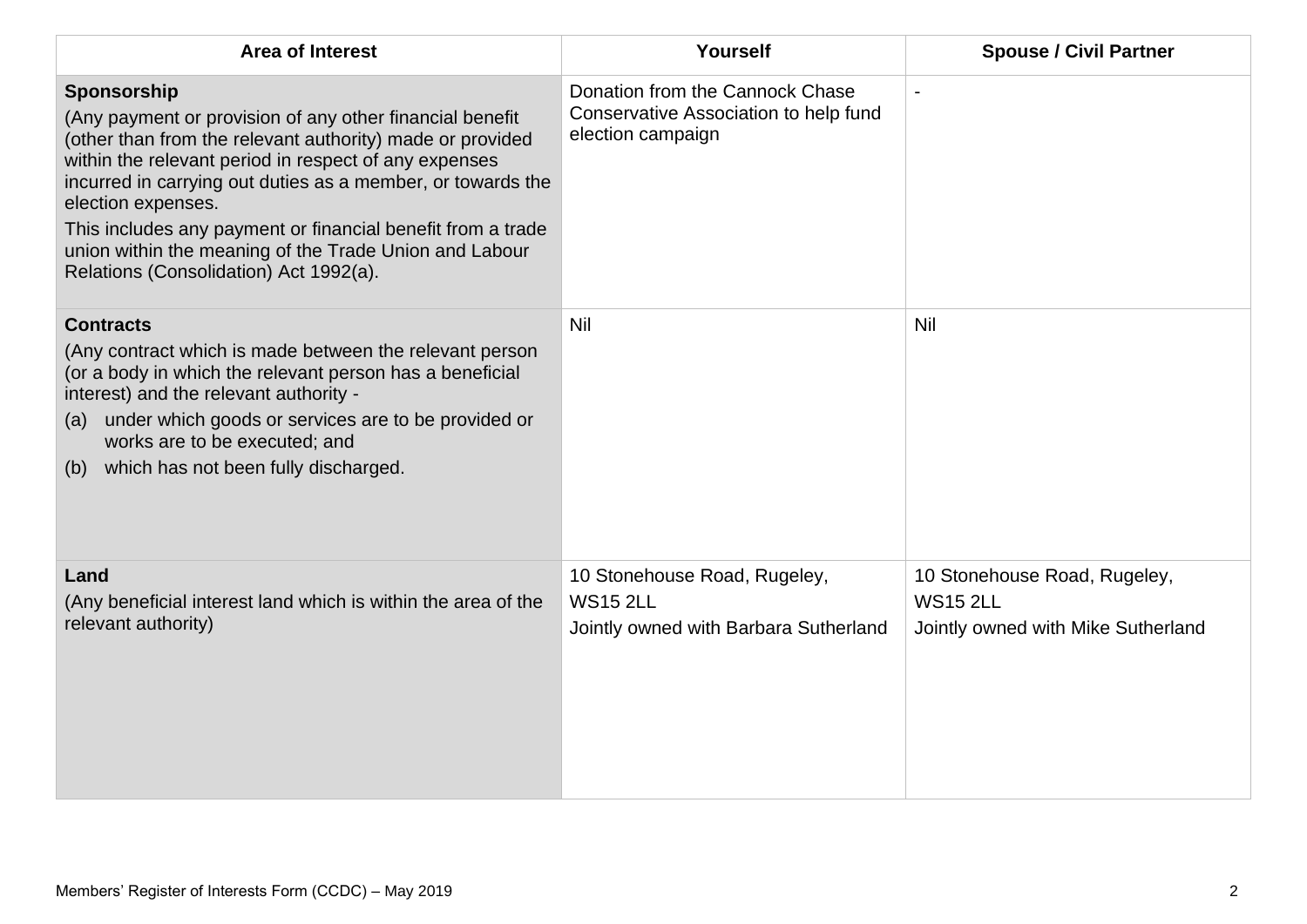| Area of Interest | Yourself | Spouse / Civil Partner |
|---|---|---|
| **Sponsorship**<br>(Any payment or provision of any other financial benefit (other than from the relevant authority) made or provided within the relevant period in respect of any expenses incurred in carrying out duties as a member, or towards the election expenses.<br>This includes any payment or financial benefit from a trade union within the meaning of the Trade Union and Labour Relations (Consolidation) Act 1992(a). | Donation from the Cannock Chase Conservative Association to help fund election campaign | - |
| **Contracts**<br>(Any contract which is made between the relevant person (or a body in which the relevant person has a beneficial interest) and the relevant authority -<br>(a) under which goods or services are to be provided or works are to be executed; and<br>(b) which has not been fully discharged. | Nil | Nil |
| **Land**<br>(Any beneficial interest land which is within the area of the relevant authority) | 10 Stonehouse Road, Rugeley, WS15 2LL<br>Jointly owned with Barbara Sutherland | 10 Stonehouse Road, Rugeley, WS15 2LL<br>Jointly owned with Mike Sutherland |

Members' Register of Interests Form (CCDC) – May 2019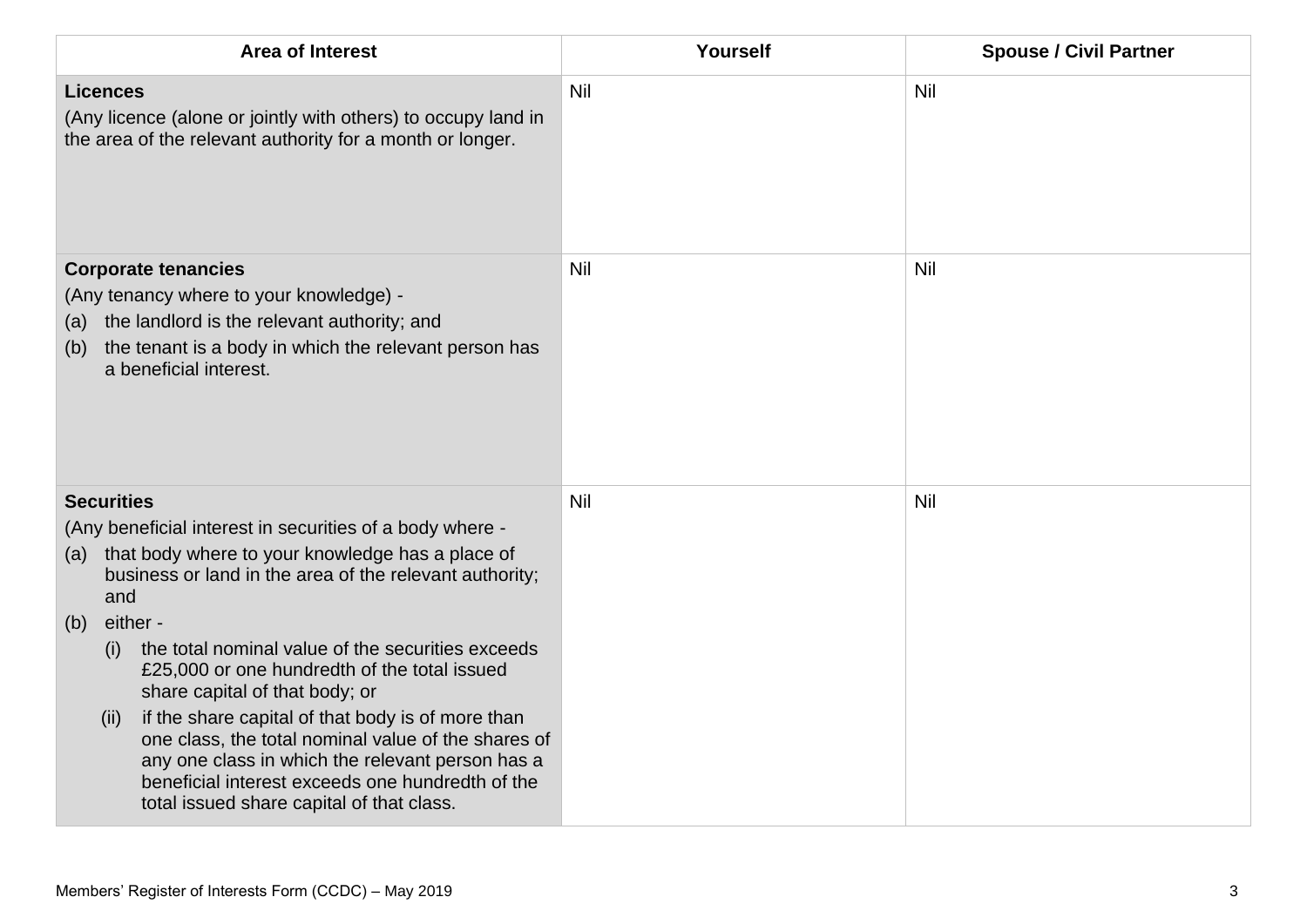| Area of Interest | Yourself | Spouse / Civil Partner |
|---|---|---|
| **Licences**<br>(Any licence (alone or jointly with others) to occupy land in the area of the relevant authority for a month or longer. | Nil | Nil |
| **Corporate tenancies**<br>(Any tenancy where to your knowledge) -<br>(a) the landlord is the relevant authority; and<br>(b) the tenant is a body in which the relevant person has a beneficial interest. | Nil | Nil |
| **Securities**<br>(Any beneficial interest in securities of a body where -<br>(a) that body where to your knowledge has a place of business or land in the area of the relevant authority; and<br>(b) either -<br>(i) the total nominal value of the securities exceeds £25,000 or one hundredth of the total issued share capital of that body; or<br>(ii) if the share capital of that body is of more than one class, the total nominal value of the shares of any one class in which the relevant person has a beneficial interest exceeds one hundredth of the total issued share capital of that class. | Nil | Nil |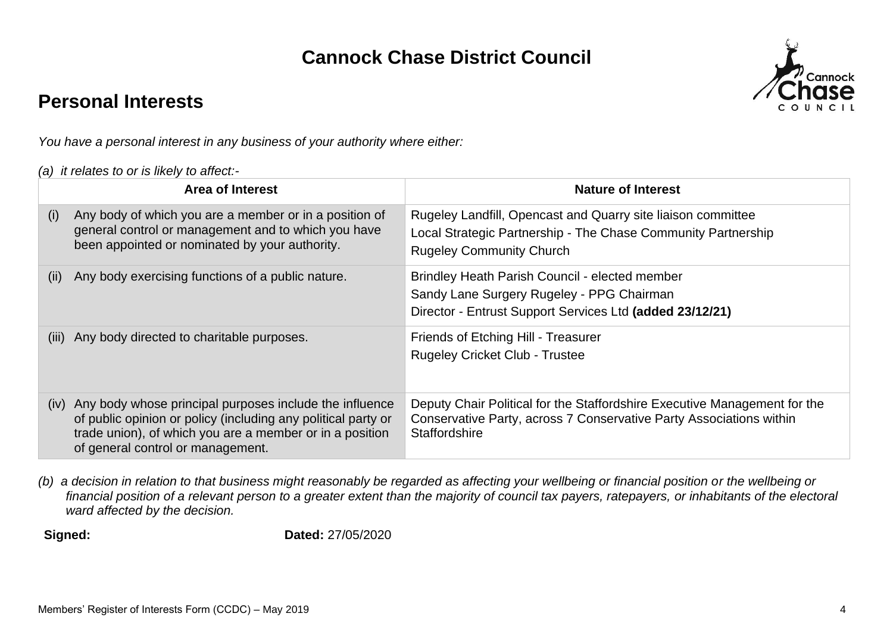# Cannock Chase District Council

## Personal Interests

*You have a personal interest in any business of your authority where either:*

*(a) it relates to or is likely to affect:-*

| Area of Interest | Nature of Interest |
|---|---|
| (i) Any body of which you are a member or in a position of general control or management and to which you have been appointed or nominated by your authority. | Rugeley Landfill, Opencast and Quarry site liaison committee<br>Local Strategic Partnership - The Chase Community Partnership<br>Rugeley Community Church |
| (ii) Any body exercising functions of a public nature. | Brindley Heath Parish Council - elected member<br>Sandy Lane Surgery Rugeley - PPG Chairman<br>Director - Entrust Support Services Ltd **(added 23/12/21)** |
| (iii) Any body directed to charitable purposes. | Friends of Etching Hill - Treasurer<br>Rugeley Cricket Club - Trustee |
| (iv) Any body whose principal purposes include the influence of public opinion or policy (including any political party or trade union), of which you are a member or in a position of general control or management. | Deputy Chair Political for the Staffordshire Executive Management for the Conservative Party, across 7 Conservative Party Associations within Staffordshire |

*(b) a decision in relation to that business might reasonably be regarded as affecting your wellbeing or financial position or the wellbeing or financial position of a relevant person to a greater extent than the majority of council tax payers, ratepayers, or inhabitants of the electoral ward affected by the decision.*

**Signed:** **Dated:** 27/05/2020

Members' Register of Interests Form (CCDC) – May 2019